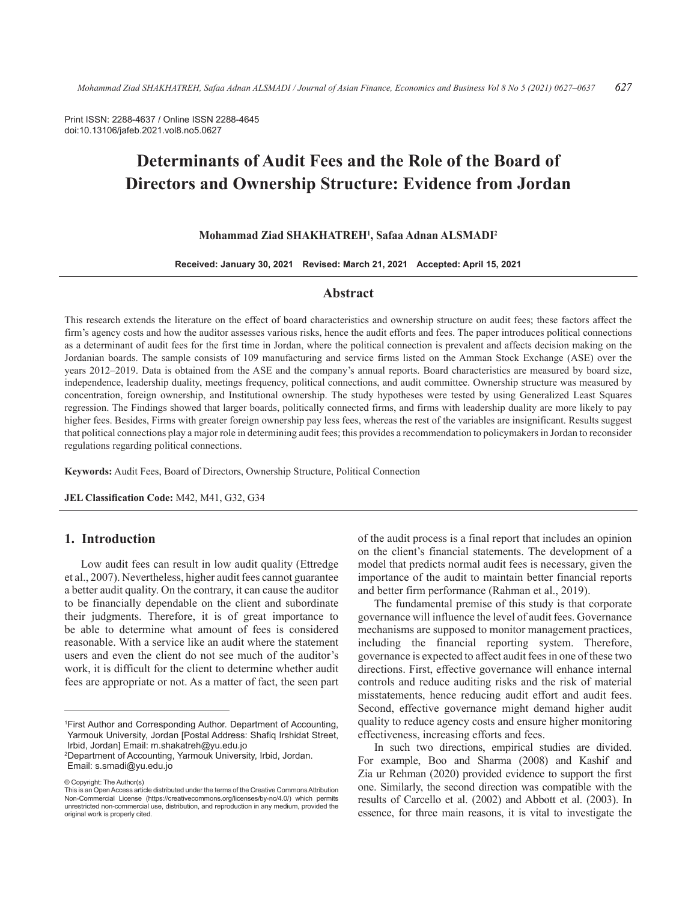Print ISSN: 2288-4637 / Online ISSN 2288-4645
doi:10.13106/jafeb.2021.vol8.no5.0627

# Determinants of Audit Fees and the Role of the Board of Directors and Ownership Structure: Evidence from Jordan

**Mohammad Ziad SHAKHATREH[1], Safaa Adnan ALSMADI[2]**

**Received: January 30, 2021 Revised: March 21, 2021 Accepted: April 15, 2021**

## Abstract

This research extends the literature on the effect of board characteristics and ownership structure on audit fees; these factors affect the firm's agency costs and how the auditor assesses various risks, hence the audit efforts and fees. The paper introduces political connections as a determinant of audit fees for the first time in Jordan, where the political connection is prevalent and affects decision making on the Jordanian boards. The sample consists of 109 manufacturing and service firms listed on the Amman Stock Exchange (ASE) over the years 2012–2019. Data is obtained from the ASE and the company's annual reports. Board characteristics are measured by board size, independence, leadership duality, meetings frequency, political connections, and audit committee. Ownership structure was measured by concentration, foreign ownership, and Institutional ownership. The study hypotheses were tested by using Generalized Least Squares regression. The Findings showed that larger boards, politically connected firms, and firms with leadership duality are more likely to pay higher fees. Besides, Firms with greater foreign ownership pay less fees, whereas the rest of the variables are insignificant. Results suggest that political connections play a major role in determining audit fees; this provides a recommendation to policymakers in Jordan to reconsider regulations regarding political connections.

**Keywords:** Audit Fees, Board of Directors, Ownership Structure, Political Connection

**JEL Classification Code:** M42, M41, G32, G34

## 1. Introduction

Low audit fees can result in low audit quality (Ettredge et al., 2007). Nevertheless, higher audit fees cannot guarantee a better audit quality. On the contrary, it can cause the auditor to be financially dependable on the client and subordinate their judgments. Therefore, it is of great importance to be able to determine what amount of fees is considered reasonable. With a service like an audit where the statement users and even the client do not see much of the auditor's work, it is difficult for the client to determine whether audit fees are appropriate or not. As a matter of fact, the seen part of the audit process is a final report that includes an opinion on the client's financial statements. The development of a model that predicts normal audit fees is necessary, given the importance of the audit to maintain better financial reports and better firm performance (Rahman et al., 2019).

The fundamental premise of this study is that corporate governance will influence the level of audit fees. Governance mechanisms are supposed to monitor management practices, including the financial reporting system. Therefore, governance is expected to affect audit fees in one of these two directions. First, effective governance will enhance internal controls and reduce auditing risks and the risk of material misstatements, hence reducing audit effort and audit fees. Second, effective governance might demand higher audit quality to reduce agency costs and ensure higher monitoring effectiveness, increasing efforts and fees.

In such two directions, empirical studies are divided. For example, Boo and Sharma (2008) and Kashif and Zia ur Rehman (2020) provided evidence to support the first one. Similarly, the second direction was compatible with the results of Carcello et al. (2002) and Abbott et al. (2003). In essence, for three main reasons, it is vital to investigate the

---

[1]First Author and Corresponding Author. Department of Accounting, Yarmouk University, Jordan [Postal Address: Shafiq Irshidat Street, Irbid, Jordan] Email: m.shakatreh@yu.edu.jo

[2]Department of Accounting, Yarmouk University, Irbid, Jordan. Email: s.smadi@yu.edu.jo

© Copyright: The Author(s)
This is an Open Access article distributed under the terms of the Creative Commons Attribution Non-Commercial License (https://creativecommons.org/licenses/by-nc/4.0/) which permits unrestricted non-commercial use, distribution, and reproduction in any medium, provided the original work is properly cited.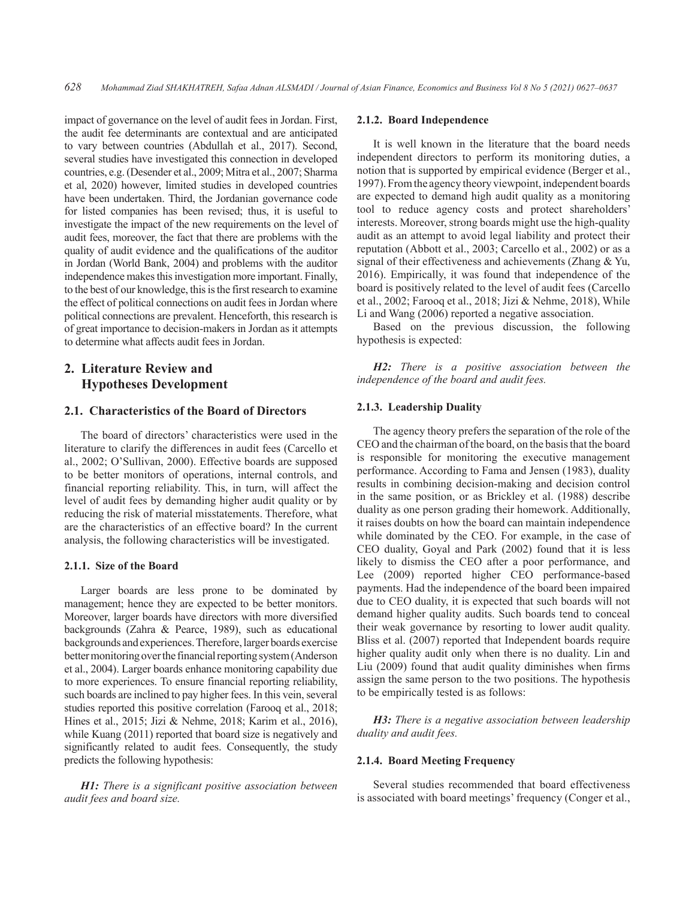impact of governance on the level of audit fees in Jordan. First, the audit fee determinants are contextual and are anticipated to vary between countries (Abdullah et al., 2017). Second, several studies have investigated this connection in developed countries, e.g. (Desender et al., 2009; Mitra et al., 2007; Sharma et al, 2020) however, limited studies in developed countries have been undertaken. Third, the Jordanian governance code for listed companies has been revised; thus, it is useful to investigate the impact of the new requirements on the level of audit fees, moreover, the fact that there are problems with the quality of audit evidence and the qualifications of the auditor in Jordan (World Bank, 2004) and problems with the auditor independence makes this investigation more important. Finally, to the best of our knowledge, this is the first research to examine the effect of political connections on audit fees in Jordan where political connections are prevalent. Henceforth, this research is of great importance to decision-makers in Jordan as it attempts to determine what affects audit fees in Jordan.

## 2. Literature Review and Hypotheses Development

### 2.1. Characteristics of the Board of Directors

The board of directors' characteristics were used in the literature to clarify the differences in audit fees (Carcello et al., 2002; O'Sullivan, 2000). Effective boards are supposed to be better monitors of operations, internal controls, and financial reporting reliability. This, in turn, will affect the level of audit fees by demanding higher audit quality or by reducing the risk of material misstatements. Therefore, what are the characteristics of an effective board? In the current analysis, the following characteristics will be investigated.

#### 2.1.1. Size of the Board

Larger boards are less prone to be dominated by management; hence they are expected to be better monitors. Moreover, larger boards have directors with more diversified backgrounds (Zahra & Pearce, 1989), such as educational backgrounds and experiences. Therefore, larger boards exercise better monitoring over the financial reporting system (Anderson et al., 2004). Larger boards enhance monitoring capability due to more experiences. To ensure financial reporting reliability, such boards are inclined to pay higher fees. In this vein, several studies reported this positive correlation (Farooq et al., 2018; Hines et al., 2015; Jizi & Nehme, 2018; Karim et al., 2016), while Kuang (2011) reported that board size is negatively and significantly related to audit fees. Consequently, the study predicts the following hypothesis:

***H1:*** *There is a significant positive association between audit fees and board size.*

#### 2.1.2. Board Independence

It is well known in the literature that the board needs independent directors to perform its monitoring duties, a notion that is supported by empirical evidence (Berger et al., 1997). From the agency theory viewpoint, independent boards are expected to demand high audit quality as a monitoring tool to reduce agency costs and protect shareholders' interests. Moreover, strong boards might use the high-quality audit as an attempt to avoid legal liability and protect their reputation (Abbott et al., 2003; Carcello et al., 2002) or as a signal of their effectiveness and achievements (Zhang & Yu, 2016). Empirically, it was found that independence of the board is positively related to the level of audit fees (Carcello et al., 2002; Farooq et al., 2018; Jizi & Nehme, 2018), While Li and Wang (2006) reported a negative association.

Based on the previous discussion, the following hypothesis is expected:

***H2:*** *There is a positive association between the independence of the board and audit fees.*

#### 2.1.3. Leadership Duality

The agency theory prefers the separation of the role of the CEO and the chairman of the board, on the basis that the board is responsible for monitoring the executive management performance. According to Fama and Jensen (1983), duality results in combining decision-making and decision control in the same position, or as Brickley et al. (1988) describe duality as one person grading their homework. Additionally, it raises doubts on how the board can maintain independence while dominated by the CEO. For example, in the case of CEO duality, Goyal and Park (2002) found that it is less likely to dismiss the CEO after a poor performance, and Lee (2009) reported higher CEO performance-based payments. Had the independence of the board been impaired due to CEO duality, it is expected that such boards will not demand higher quality audits. Such boards tend to conceal their weak governance by resorting to lower audit quality. Bliss et al. (2007) reported that Independent boards require higher quality audit only when there is no duality. Lin and Liu (2009) found that audit quality diminishes when firms assign the same person to the two positions. The hypothesis to be empirically tested is as follows:

***H3:*** *There is a negative association between leadership duality and audit fees.*

#### 2.1.4. Board Meeting Frequency

Several studies recommended that board effectiveness is associated with board meetings' frequency (Conger et al.,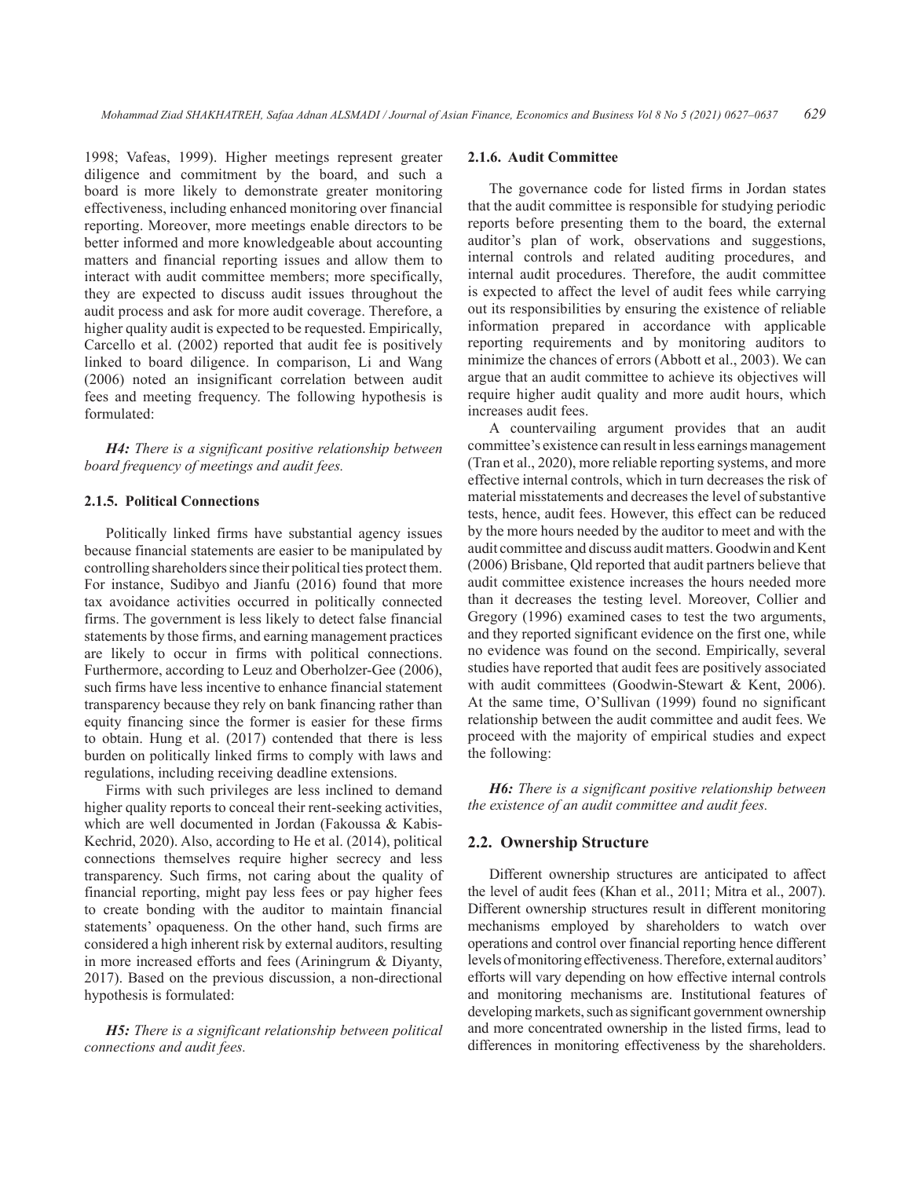1998; Vafeas, 1999). Higher meetings represent greater diligence and commitment by the board, and such a board is more likely to demonstrate greater monitoring effectiveness, including enhanced monitoring over financial reporting. Moreover, more meetings enable directors to be better informed and more knowledgeable about accounting matters and financial reporting issues and allow them to interact with audit committee members; more specifically, they are expected to discuss audit issues throughout the audit process and ask for more audit coverage. Therefore, a higher quality audit is expected to be requested. Empirically, Carcello et al. (2002) reported that audit fee is positively linked to board diligence. In comparison, Li and Wang (2006) noted an insignificant correlation between audit fees and meeting frequency. The following hypothesis is formulated:

***H4:*** *There is a significant positive relationship between board frequency of meetings and audit fees.*

### 2.1.5. Political Connections

Politically linked firms have substantial agency issues because financial statements are easier to be manipulated by controlling shareholders since their political ties protect them. For instance, Sudibyo and Jianfu (2016) found that more tax avoidance activities occurred in politically connected firms. The government is less likely to detect false financial statements by those firms, and earning management practices are likely to occur in firms with political connections. Furthermore, according to Leuz and Oberholzer-Gee (2006), such firms have less incentive to enhance financial statement transparency because they rely on bank financing rather than equity financing since the former is easier for these firms to obtain. Hung et al. (2017) contended that there is less burden on politically linked firms to comply with laws and regulations, including receiving deadline extensions.

Firms with such privileges are less inclined to demand higher quality reports to conceal their rent-seeking activities, which are well documented in Jordan (Fakoussa & Kabis-Kechrid, 2020). Also, according to He et al. (2014), political connections themselves require higher secrecy and less transparency. Such firms, not caring about the quality of financial reporting, might pay less fees or pay higher fees to create bonding with the auditor to maintain financial statements' opaqueness. On the other hand, such firms are considered a high inherent risk by external auditors, resulting in more increased efforts and fees (Ariningrum & Diyanty, 2017). Based on the previous discussion, a non-directional hypothesis is formulated:

***H5:*** *There is a significant relationship between political connections and audit fees.*

### 2.1.6. Audit Committee

The governance code for listed firms in Jordan states that the audit committee is responsible for studying periodic reports before presenting them to the board, the external auditor's plan of work, observations and suggestions, internal controls and related auditing procedures, and internal audit procedures. Therefore, the audit committee is expected to affect the level of audit fees while carrying out its responsibilities by ensuring the existence of reliable information prepared in accordance with applicable reporting requirements and by monitoring auditors to minimize the chances of errors (Abbott et al., 2003). We can argue that an audit committee to achieve its objectives will require higher audit quality and more audit hours, which increases audit fees.

A countervailing argument provides that an audit committee's existence can result in less earnings management (Tran et al., 2020), more reliable reporting systems, and more effective internal controls, which in turn decreases the risk of material misstatements and decreases the level of substantive tests, hence, audit fees. However, this effect can be reduced by the more hours needed by the auditor to meet and with the audit committee and discuss audit matters. Goodwin and Kent (2006) Brisbane, Qld reported that audit partners believe that audit committee existence increases the hours needed more than it decreases the testing level. Moreover, Collier and Gregory (1996) examined cases to test the two arguments, and they reported significant evidence on the first one, while no evidence was found on the second. Empirically, several studies have reported that audit fees are positively associated with audit committees (Goodwin-Stewart & Kent, 2006). At the same time, O'Sullivan (1999) found no significant relationship between the audit committee and audit fees. We proceed with the majority of empirical studies and expect the following:

***H6:*** *There is a significant positive relationship between the existence of an audit committee and audit fees.*

## 2.2. Ownership Structure

Different ownership structures are anticipated to affect the level of audit fees (Khan et al., 2011; Mitra et al., 2007). Different ownership structures result in different monitoring mechanisms employed by shareholders to watch over operations and control over financial reporting hence different levels of monitoring effectiveness. Therefore, external auditors' efforts will vary depending on how effective internal controls and monitoring mechanisms are. Institutional features of developing markets, such as significant government ownership and more concentrated ownership in the listed firms, lead to differences in monitoring effectiveness by the shareholders.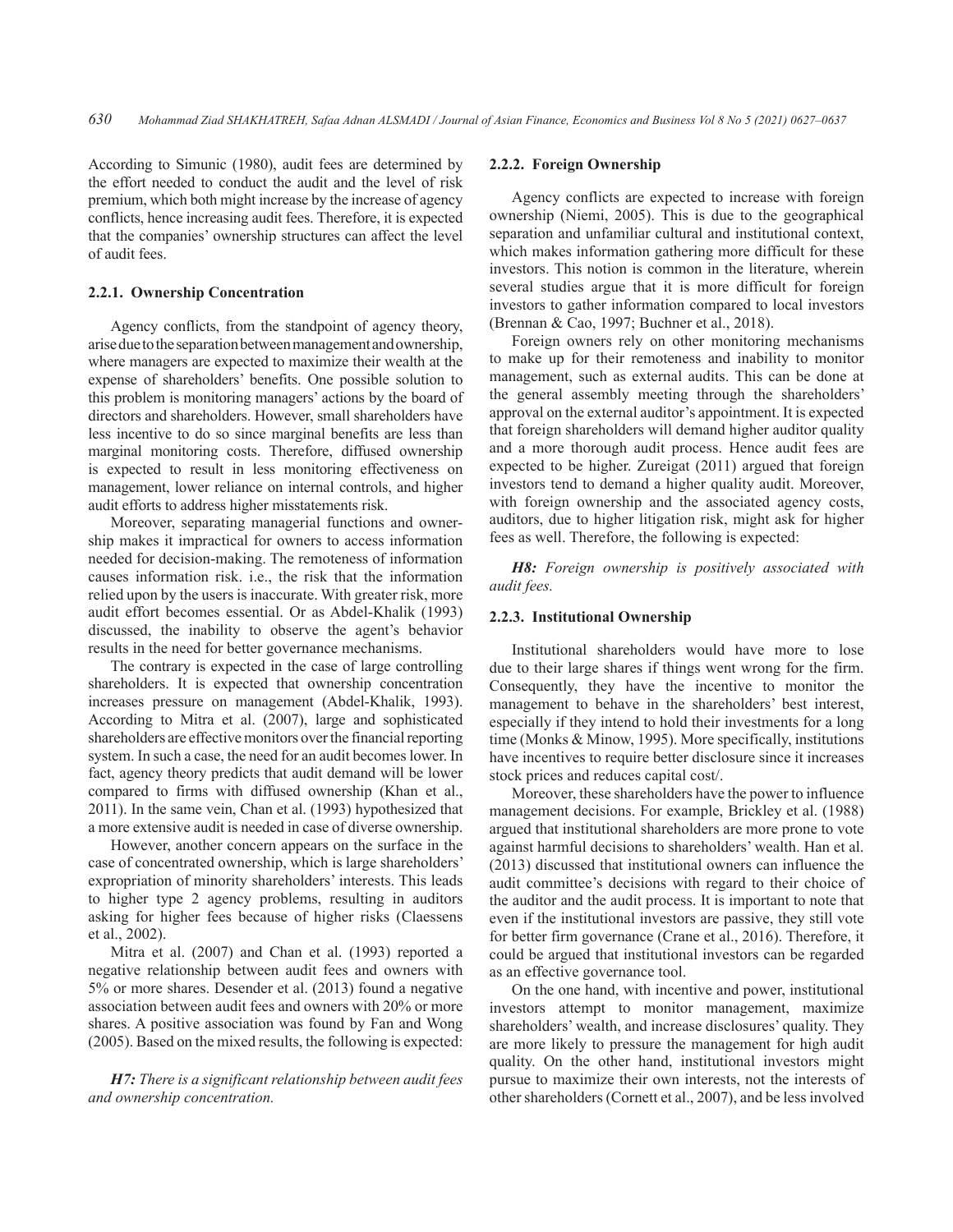According to Simunic (1980), audit fees are determined by the effort needed to conduct the audit and the level of risk premium, which both might increase by the increase of agency conflicts, hence increasing audit fees. Therefore, it is expected that the companies' ownership structures can affect the level of audit fees.

### 2.2.1. Ownership Concentration

Agency conflicts, from the standpoint of agency theory, arise due to the separation between management and ownership, where managers are expected to maximize their wealth at the expense of shareholders' benefits. One possible solution to this problem is monitoring managers' actions by the board of directors and shareholders. However, small shareholders have less incentive to do so since marginal benefits are less than marginal monitoring costs. Therefore, diffused ownership is expected to result in less monitoring effectiveness on management, lower reliance on internal controls, and higher audit efforts to address higher misstatements risk.

Moreover, separating managerial functions and ownership makes it impractical for owners to access information needed for decision-making. The remoteness of information causes information risk. i.e., the risk that the information relied upon by the users is inaccurate. With greater risk, more audit effort becomes essential. Or as Abdel-Khalik (1993) discussed, the inability to observe the agent's behavior results in the need for better governance mechanisms.

The contrary is expected in the case of large controlling shareholders. It is expected that ownership concentration increases pressure on management (Abdel-Khalik, 1993). According to Mitra et al. (2007), large and sophisticated shareholders are effective monitors over the financial reporting system. In such a case, the need for an audit becomes lower. In fact, agency theory predicts that audit demand will be lower compared to firms with diffused ownership (Khan et al., 2011). In the same vein, Chan et al. (1993) hypothesized that a more extensive audit is needed in case of diverse ownership.

However, another concern appears on the surface in the case of concentrated ownership, which is large shareholders' expropriation of minority shareholders' interests. This leads to higher type 2 agency problems, resulting in auditors asking for higher fees because of higher risks (Claessens et al., 2002).

Mitra et al. (2007) and Chan et al. (1993) reported a negative relationship between audit fees and owners with 5% or more shares. Desender et al. (2013) found a negative association between audit fees and owners with 20% or more shares. A positive association was found by Fan and Wong (2005). Based on the mixed results, the following is expected:

***H7:** There is a significant relationship between audit fees and ownership concentration.*

### 2.2.2. Foreign Ownership

Agency conflicts are expected to increase with foreign ownership (Niemi, 2005). This is due to the geographical separation and unfamiliar cultural and institutional context, which makes information gathering more difficult for these investors. This notion is common in the literature, wherein several studies argue that it is more difficult for foreign investors to gather information compared to local investors (Brennan & Cao, 1997; Buchner et al., 2018).

Foreign owners rely on other monitoring mechanisms to make up for their remoteness and inability to monitor management, such as external audits. This can be done at the general assembly meeting through the shareholders' approval on the external auditor's appointment. It is expected that foreign shareholders will demand higher auditor quality and a more thorough audit process. Hence audit fees are expected to be higher. Zureigat (2011) argued that foreign investors tend to demand a higher quality audit. Moreover, with foreign ownership and the associated agency costs, auditors, due to higher litigation risk, might ask for higher fees as well. Therefore, the following is expected:

***H8:** Foreign ownership is positively associated with audit fees.*

### 2.2.3. Institutional Ownership

Institutional shareholders would have more to lose due to their large shares if things went wrong for the firm. Consequently, they have the incentive to monitor the management to behave in the shareholders' best interest, especially if they intend to hold their investments for a long time (Monks & Minow, 1995). More specifically, institutions have incentives to require better disclosure since it increases stock prices and reduces capital cost/.

Moreover, these shareholders have the power to influence management decisions. For example, Brickley et al. (1988) argued that institutional shareholders are more prone to vote against harmful decisions to shareholders' wealth. Han et al. (2013) discussed that institutional owners can influence the audit committee's decisions with regard to their choice of the auditor and the audit process. It is important to note that even if the institutional investors are passive, they still vote for better firm governance (Crane et al., 2016). Therefore, it could be argued that institutional investors can be regarded as an effective governance tool.

On the one hand, with incentive and power, institutional investors attempt to monitor management, maximize shareholders' wealth, and increase disclosures' quality. They are more likely to pressure the management for high audit quality. On the other hand, institutional investors might pursue to maximize their own interests, not the interests of other shareholders (Cornett et al., 2007), and be less involved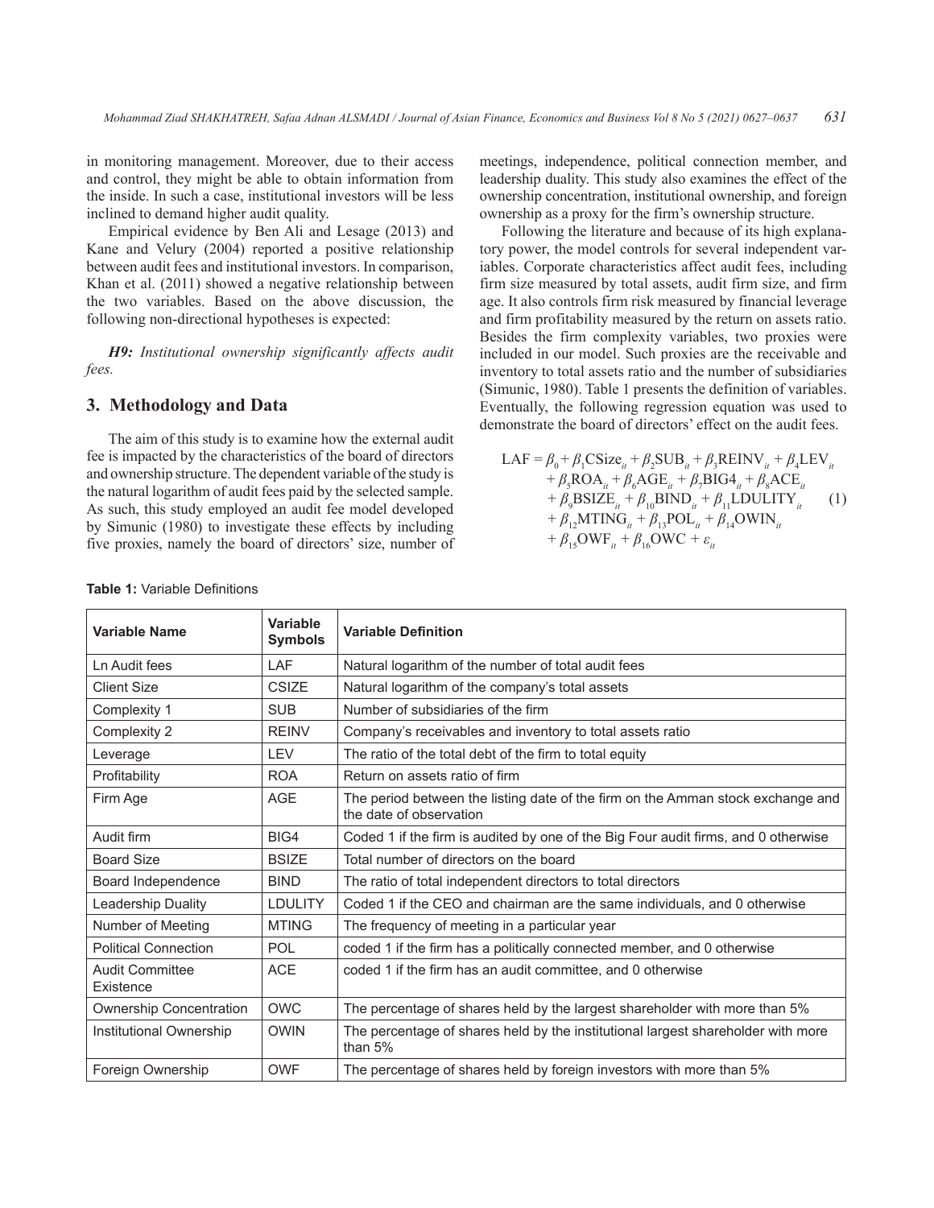in monitoring management. Moreover, due to their access and control, they might be able to obtain information from the inside. In such a case, institutional investors will be less inclined to demand higher audit quality.

Empirical evidence by Ben Ali and Lesage (2013) and Kane and Velury (2004) reported a positive relationship between audit fees and institutional investors. In comparison, Khan et al. (2011) showed a negative relationship between the two variables. Based on the above discussion, the following non-directional hypotheses is expected:

***H9:** Institutional ownership significantly affects audit fees.*

## 3. Methodology and Data

The aim of this study is to examine how the external audit fee is impacted by the characteristics of the board of directors and ownership structure. The dependent variable of the study is the natural logarithm of audit fees paid by the selected sample. As such, this study employed an audit fee model developed by Simunic (1980) to investigate these effects by including five proxies, namely the board of directors' size, number of meetings, independence, political connection member, and leadership duality. This study also examines the effect of the ownership concentration, institutional ownership, and foreign ownership as a proxy for the firm's ownership structure.

Following the literature and because of its high explanatory power, the model controls for several independent variables. Corporate characteristics affect audit fees, including firm size measured by total assets, audit firm size, and firm age. It also controls firm risk measured by financial leverage and firm profitability measured by the return on assets ratio. Besides the firm complexity variables, two proxies were included in our model. Such proxies are the receivable and inventory to total assets ratio and the number of subsidiaries (Simunic, 1980). Table 1 presents the definition of variables. Eventually, the following regression equation was used to demonstrate the board of directors' effect on the audit fees.

$$\begin{aligned} LAF = \beta_0 &+ \beta_1 CSize_{it} + \beta_2 SUB_{it} + \beta_3 REINV_{it} + \beta_4 LEV_{it} \\ &+ \beta_5 ROA_{it} + \beta_6 AGE_{it} + \beta_7 BIG4_{it} + \beta_8 ACE_{it} \\ &+ \beta_9 BSIZE_{it} + \beta_{10} BIND_{it} + \beta_{11} LDULITY_{it} \\ &+ \beta_{12} MTING_{it} + \beta_{13} POL_{it} + \beta_{14} OWIN_{it} \\ &+ \beta_{15} OWF_{it} + \beta_{16} OWC + \varepsilon_{it} \end{aligned} \quad (1)$$

**Table 1:** Variable Definitions

| Variable Name | Variable Symbols | Variable Definition |
|---|---|---|
| Ln Audit fees | LAF | Natural logarithm of the number of total audit fees |
| Client Size | CSIZE | Natural logarithm of the company's total assets |
| Complexity 1 | SUB | Number of subsidiaries of the firm |
| Complexity 2 | REINV | Company's receivables and inventory to total assets ratio |
| Leverage | LEV | The ratio of the total debt of the firm to total equity |
| Profitability | ROA | Return on assets ratio of firm |
| Firm Age | AGE | The period between the listing date of the firm on the Amman stock exchange and the date of observation |
| Audit firm | BIG4 | Coded 1 if the firm is audited by one of the Big Four audit firms, and 0 otherwise |
| Board Size | BSIZE | Total number of directors on the board |
| Board Independence | BIND | The ratio of total independent directors to total directors |
| Leadership Duality | LDULITY | Coded 1 if the CEO and chairman are the same individuals, and 0 otherwise |
| Number of Meeting | MTING | The frequency of meeting in a particular year |
| Political Connection | POL | coded 1 if the firm has a politically connected member, and 0 otherwise |
| Audit Committee Existence | ACE | coded 1 if the firm has an audit committee, and 0 otherwise |
| Ownership Concentration | OWC | The percentage of shares held by the largest shareholder with more than 5% |
| Institutional Ownership | OWIN | The percentage of shares held by the institutional largest shareholder with more than 5% |
| Foreign Ownership | OWF | The percentage of shares held by foreign investors with more than 5% |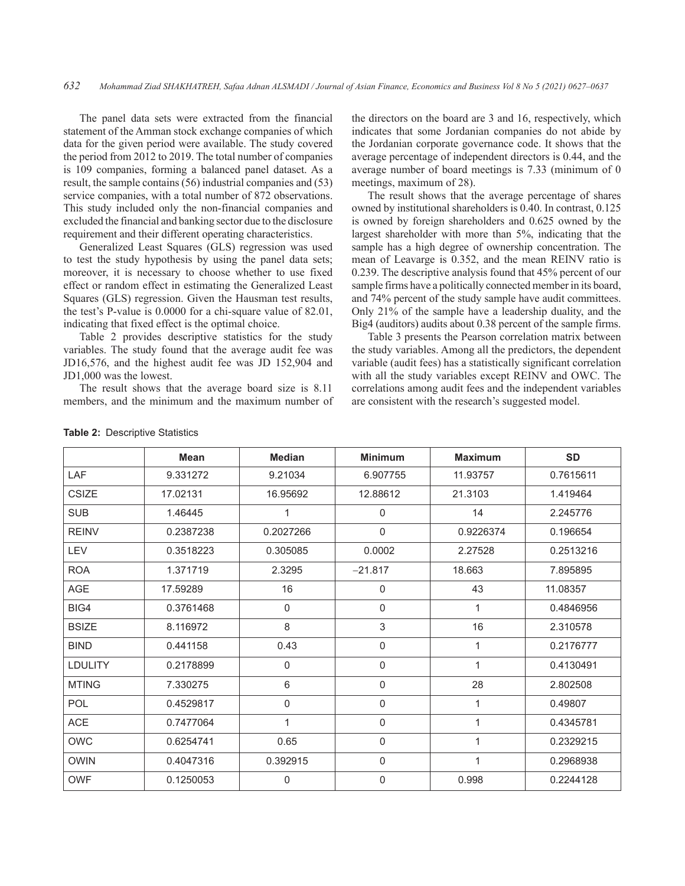The panel data sets were extracted from the financial statement of the Amman stock exchange companies of which data for the given period were available. The study covered the period from 2012 to 2019. The total number of companies is 109 companies, forming a balanced panel dataset. As a result, the sample contains (56) industrial companies and (53) service companies, with a total number of 872 observations. This study included only the non-financial companies and excluded the financial and banking sector due to the disclosure requirement and their different operating characteristics.

Generalized Least Squares (GLS) regression was used to test the study hypothesis by using the panel data sets; moreover, it is necessary to choose whether to use fixed effect or random effect in estimating the Generalized Least Squares (GLS) regression. Given the Hausman test results, the test's P-value is 0.0000 for a chi-square value of 82.01, indicating that fixed effect is the optimal choice.

Table 2 provides descriptive statistics for the study variables. The study found that the average audit fee was JD16,576, and the highest audit fee was JD 152,904 and JD1,000 was the lowest.

The result shows that the average board size is 8.11 members, and the minimum and the maximum number of the directors on the board are 3 and 16, respectively, which indicates that some Jordanian companies do not abide by the Jordanian corporate governance code. It shows that the average percentage of independent directors is 0.44, and the average number of board meetings is 7.33 (minimum of 0 meetings, maximum of 28).

The result shows that the average percentage of shares owned by institutional shareholders is 0.40. In contrast, 0.125 is owned by foreign shareholders and 0.625 owned by the largest shareholder with more than 5%, indicating that the sample has a high degree of ownership concentration. The mean of Leavarge is 0.352, and the mean REINV ratio is 0.239. The descriptive analysis found that 45% percent of our sample firms have a politically connected member in its board, and 74% percent of the study sample have audit committees. Only 21% of the sample have a leadership duality, and the Big4 (auditors) audits about 0.38 percent of the sample firms.

Table 3 presents the Pearson correlation matrix between the study variables. Among all the predictors, the dependent variable (audit fees) has a statistically significant correlation with all the study variables except REINV and OWC. The correlations among audit fees and the independent variables are consistent with the research's suggested model.

**Table 2:** Descriptive Statistics

| | Mean | Median | Minimum | Maximum | SD |
|---|---|---|---|---|---|
| LAF | 9.331272 | 9.21034 | 6.907755 | 11.93757 | 0.7615611 |
| CSIZE | 17.02131 | 16.95692 | 12.88612 | 21.3103 | 1.419464 |
| SUB | 1.46445 | 1 | 0 | 14 | 2.245776 |
| REINV | 0.2387238 | 0.2027266 | 0 | 0.9226374 | 0.196654 |
| LEV | 0.3518223 | 0.305085 | 0.0002 | 2.27528 | 0.2513216 |
| ROA | 1.371719 | 2.3295 | −21.817 | 18.663 | 7.895895 |
| AGE | 17.59289 | 16 | 0 | 43 | 11.08357 |
| BIG4 | 0.3761468 | 0 | 0 | 1 | 0.4846956 |
| BSIZE | 8.116972 | 8 | 3 | 16 | 2.310578 |
| BIND | 0.441158 | 0.43 | 0 | 1 | 0.2176777 |
| LDULITY | 0.2178899 | 0 | 0 | 1 | 0.4130491 |
| MTING | 7.330275 | 6 | 0 | 28 | 2.802508 |
| POL | 0.4529817 | 0 | 0 | 1 | 0.49807 |
| ACE | 0.7477064 | 1 | 0 | 1 | 0.4345781 |
| OWC | 0.6254741 | 0.65 | 0 | 1 | 0.2329215 |
| OWIN | 0.4047316 | 0.392915 | 0 | 1 | 0.2968938 |
| OWF | 0.1250053 | 0 | 0 | 0.998 | 0.2244128 |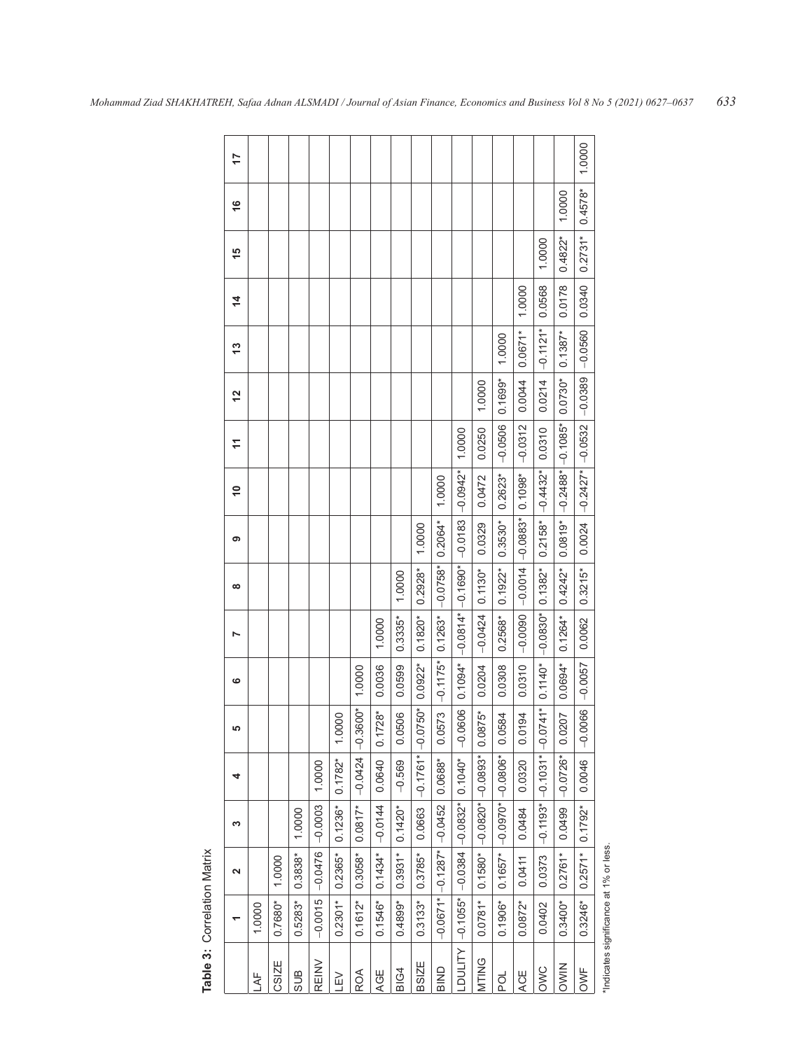**Table 3:** Correlation Matrix

| | 1 | 2 | 3 | 4 | 5 | 6 | 7 | 8 | 9 | 10 | 11 | 12 | 13 | 14 | 15 | 16 | 17 |
|---|---|---|---|---|---|---|---|---|---|---|---|---|---|---|---|---|---|
| LAF | 1.0000 | | | | | | | | | | | | | | | | |
| CSIZE | 0.7680* | 1.0000 | | | | | | | | | | | | | | | |
| SUB | 0.5283* | 0.3838* | 1.0000 | | | | | | | | | | | | | | |
| REINV | −0.0015 | −0.0476 | −0.0003 | 1.0000 | | | | | | | | | | | | | |
| LEV | 0.2301* | 0.2365* | 0.1236* | 0.1782* | 1.0000 | | | | | | | | | | | | |
| ROA | 0.1612* | 0.3058* | 0.0817* | −0.0424 | −0.3600* | 1.0000 | | | | | | | | | | | |
| AGE | 0.1546* | 0.1434* | −0.0144 | 0.0640 | 0.1728* | 0.0036 | 1.0000 | | | | | | | | | | |
| BIG4 | 0.4899* | 0.3931* | 0.1420* | −0.569 | 0.0506 | 0.0599 | 0.3335* | 1.0000 | | | | | | | | | |
| BSIZE | 0.3133* | 0.3785* | 0.0663 | −0.1761* | −0.0750* | 0.0922* | 0.1820* | 0.2928* | 1.0000 | | | | | | | | |
| BIND | −0.0671* | −0.1287* | −0.0452 | 0.0688* | 0.0573 | −0.1175* | 0.1263* | −0.0758* | 0.2064* | 1.0000 | | | | | | | |
| LDULITY | −0.1055* | −0.0384 | −0.0832* | 0.1040* | −0.0606 | 0.1094* | −0.0814* | −0.1690* | −0.0183 | −0.0942* | 1.0000 | | | | | | |
| MTING | 0.0781* | 0.1580* | −0.0820* | −0.0893* | 0.0875* | 0.0204 | −0.0424 | 0.1130* | 0.0329 | 0.0472 | 0.0250 | 1.0000 | | | | | |
| POL | 0.1906* | 0.1657* | −0.0970* | −0.0806* | 0.0584 | 0.0308 | 0.2568* | 0.1922* | 0.3530* | 0.2623* | −0.0506 | 0.1699* | 1.0000 | | | | |
| ACE | 0.0872* | 0.0411 | 0.0484 | 0.0320 | 0.0194 | 0.0310 | −0.0090 | −0.0014 | −0.0883* | 0.1098* | −0.0312 | 0.0044 | 0.0671* | 1.0000 | | | |
| OWC | 0.0402 | 0.0373 | −0.1193* | −0.1031* | −0.0741* | 0.1140* | −0.0830* | 0.1382* | 0.2158* | −0.4432* | 0.0310 | 0.0214 | −0.1121* | 0.0568 | 1.0000 | | |
| OWIN | 0.3400* | 0.2761* | 0.0499 | −0.0726* | 0.0207 | 0.0694* | 0.1264* | 0.4242* | 0.0819* | −0.2488* | −0.1085* | 0.0730* | 0.1387* | 0.0178 | 0.4822* | 1.0000 | |
| OWF | 0.3246* | 0.2571* | 0.1792* | 0.0046 | −0.0066 | −0.0057 | 0.0062 | 0.3215* | 0.0024 | −0.2427* | −0.0532 | −0.0389 | −0.0560 | 0.0340 | 0.2731* | 0.4578* | 1.0000 |

*Indicates significance at 1% or less.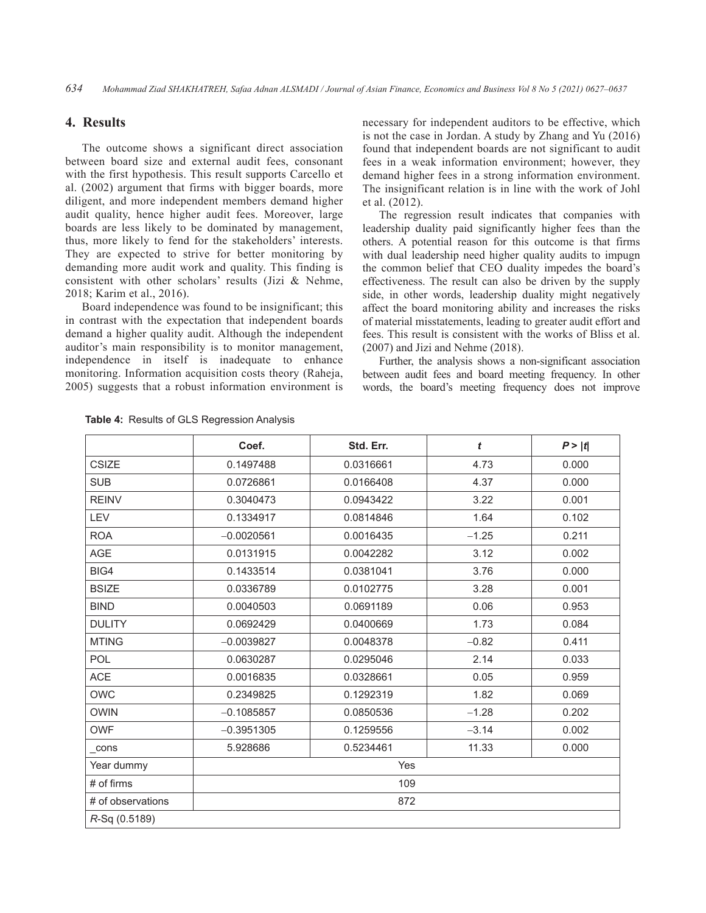## 4. Results

The outcome shows a significant direct association between board size and external audit fees, consonant with the first hypothesis. This result supports Carcello et al. (2002) argument that firms with bigger boards, more diligent, and more independent members demand higher audit quality, hence higher audit fees. Moreover, large boards are less likely to be dominated by management, thus, more likely to fend for the stakeholders' interests. They are expected to strive for better monitoring by demanding more audit work and quality. This finding is consistent with other scholars' results (Jizi & Nehme, 2018; Karim et al., 2016).

Board independence was found to be insignificant; this in contrast with the expectation that independent boards demand a higher quality audit. Although the independent auditor's main responsibility is to monitor management, independence in itself is inadequate to enhance monitoring. Information acquisition costs theory (Raheja, 2005) suggests that a robust information environment is necessary for independent auditors to be effective, which is not the case in Jordan. A study by Zhang and Yu (2016) found that independent boards are not significant to audit fees in a weak information environment; however, they demand higher fees in a strong information environment. The insignificant relation is in line with the work of Johl et al. (2012).

The regression result indicates that companies with leadership duality paid significantly higher fees than the others. A potential reason for this outcome is that firms with dual leadership need higher quality audits to impugn the common belief that CEO duality impedes the board's effectiveness. The result can also be driven by the supply side, in other words, leadership duality might negatively affect the board monitoring ability and increases the risks of material misstatements, leading to greater audit effort and fees. This result is consistent with the works of Bliss et al. (2007) and Jizi and Nehme (2018).

Further, the analysis shows a non-significant association between audit fees and board meeting frequency. In other words, the board's meeting frequency does not improve

**Table 4:** Results of GLS Regression Analysis

| | Coef. | Std. Err. | *t* | $P > \|t\|$ |
|---|---|---|---|---|
| CSIZE | 0.1497488 | 0.0316661 | 4.73 | 0.000 |
| SUB | 0.0726861 | 0.0166408 | 4.37 | 0.000 |
| REINV | 0.3040473 | 0.0943422 | 3.22 | 0.001 |
| LEV | 0.1334917 | 0.0814846 | 1.64 | 0.102 |
| ROA | −0.0020561 | 0.0016435 | −1.25 | 0.211 |
| AGE | 0.0131915 | 0.0042282 | 3.12 | 0.002 |
| BIG4 | 0.1433514 | 0.0381041 | 3.76 | 0.000 |
| BSIZE | 0.0336789 | 0.0102775 | 3.28 | 0.001 |
| BIND | 0.0040503 | 0.0691189 | 0.06 | 0.953 |
| DULITY | 0.0692429 | 0.0400669 | 1.73 | 0.084 |
| MTING | −0.0039827 | 0.0048378 | −0.82 | 0.411 |
| POL | 0.0630287 | 0.0295046 | 2.14 | 0.033 |
| ACE | 0.0016835 | 0.0328661 | 0.05 | 0.959 |
| OWC | 0.2349825 | 0.1292319 | 1.82 | 0.069 |
| OWIN | −0.1085857 | 0.0850536 | −1.28 | 0.202 |
| OWF | −0.3951305 | 0.1259556 | −3.14 | 0.002 |
| _cons | 5.928686 | 0.5234461 | 11.33 | 0.000 |
| Year dummy | Yes | | | |
| # of firms | 109 | | | |
| # of observations | 872 | | | |
| *R*-Sq (0.5189) | | | | |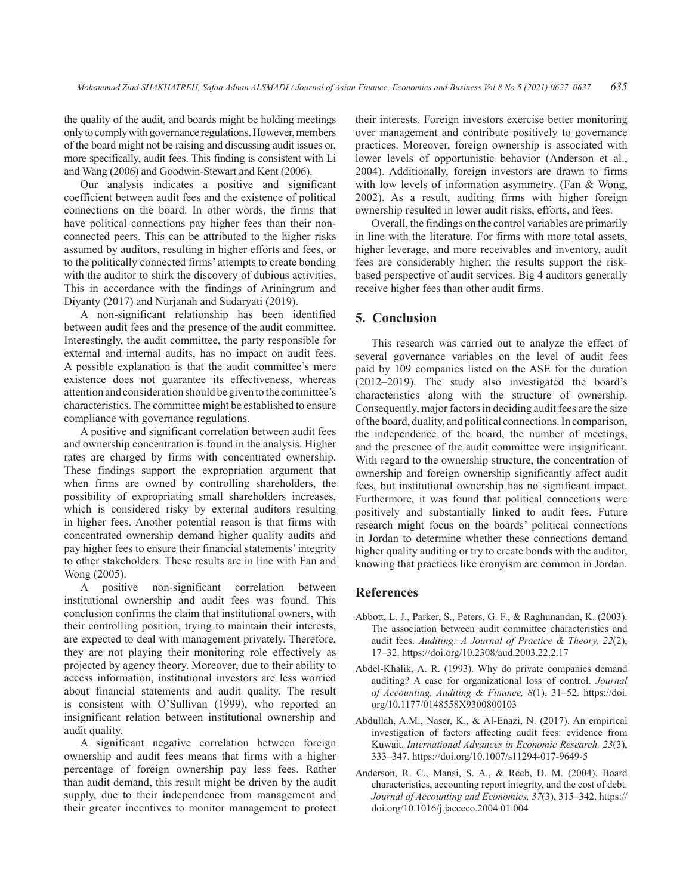the quality of the audit, and boards might be holding meetings only to comply with governance regulations. However, members of the board might not be raising and discussing audit issues or, more specifically, audit fees. This finding is consistent with Li and Wang (2006) and Goodwin-Stewart and Kent (2006).

Our analysis indicates a positive and significant coefficient between audit fees and the existence of political connections on the board. In other words, the firms that have political connections pay higher fees than their non-connected peers. This can be attributed to the higher risks assumed by auditors, resulting in higher efforts and fees, or to the politically connected firms' attempts to create bonding with the auditor to shirk the discovery of dubious activities. This in accordance with the findings of Ariningrum and Diyanty (2017) and Nurjanah and Sudaryati (2019).

A non-significant relationship has been identified between audit fees and the presence of the audit committee. Interestingly, the audit committee, the party responsible for external and internal audits, has no impact on audit fees. A possible explanation is that the audit committee's mere existence does not guarantee its effectiveness, whereas attention and consideration should be given to the committee's characteristics. The committee might be established to ensure compliance with governance regulations.

A positive and significant correlation between audit fees and ownership concentration is found in the analysis. Higher rates are charged by firms with concentrated ownership. These findings support the expropriation argument that when firms are owned by controlling shareholders, the possibility of expropriating small shareholders increases, which is considered risky by external auditors resulting in higher fees. Another potential reason is that firms with concentrated ownership demand higher quality audits and pay higher fees to ensure their financial statements' integrity to other stakeholders. These results are in line with Fan and Wong (2005).

A positive non-significant correlation between institutional ownership and audit fees was found. This conclusion confirms the claim that institutional owners, with their controlling position, trying to maintain their interests, are expected to deal with management privately. Therefore, they are not playing their monitoring role effectively as projected by agency theory. Moreover, due to their ability to access information, institutional investors are less worried about financial statements and audit quality. The result is consistent with O'Sullivan (1999), who reported an insignificant relation between institutional ownership and audit quality.

A significant negative correlation between foreign ownership and audit fees means that firms with a higher percentage of foreign ownership pay less fees. Rather than audit demand, this result might be driven by the audit supply, due to their independence from management and their greater incentives to monitor management to protect their interests. Foreign investors exercise better monitoring over management and contribute positively to governance practices. Moreover, foreign ownership is associated with lower levels of opportunistic behavior (Anderson et al., 2004). Additionally, foreign investors are drawn to firms with low levels of information asymmetry. (Fan & Wong, 2002). As a result, auditing firms with higher foreign ownership resulted in lower audit risks, efforts, and fees.

Overall, the findings on the control variables are primarily in line with the literature. For firms with more total assets, higher leverage, and more receivables and inventory, audit fees are considerably higher; the results support the risk-based perspective of audit services. Big 4 auditors generally receive higher fees than other audit firms.

## 5. Conclusion

This research was carried out to analyze the effect of several governance variables on the level of audit fees paid by 109 companies listed on the ASE for the duration (2012–2019). The study also investigated the board's characteristics along with the structure of ownership. Consequently, major factors in deciding audit fees are the size of the board, duality, and political connections. In comparison, the independence of the board, the number of meetings, and the presence of the audit committee were insignificant. With regard to the ownership structure, the concentration of ownership and foreign ownership significantly affect audit fees, but institutional ownership has no significant impact. Furthermore, it was found that political connections were positively and substantially linked to audit fees. Future research might focus on the boards' political connections in Jordan to determine whether these connections demand higher quality auditing or try to create bonds with the auditor, knowing that practices like cronyism are common in Jordan.

## References

Abbott, L. J., Parker, S., Peters, G. F., & Raghunandan, K. (2003). The association between audit committee characteristics and audit fees. *Auditing: A Journal of Practice & Theory, 22*(2), 17–32. https://doi.org/10.2308/aud.2003.22.2.17

Abdel-Khalik, A. R. (1993). Why do private companies demand auditing? A case for organizational loss of control. *Journal of Accounting, Auditing & Finance, 8*(1), 31–52. https://doi.org/10.1177/0148558X9300800103

Abdullah, A.M., Naser, K., & Al-Enazi, N. (2017). An empirical investigation of factors affecting audit fees: evidence from Kuwait. *International Advances in Economic Research, 23*(3), 333–347. https://doi.org/10.1007/s11294-017-9649-5

Anderson, R. C., Mansi, S. A., & Reeb, D. M. (2004). Board characteristics, accounting report integrity, and the cost of debt. *Journal of Accounting and Economics, 37*(3), 315–342. https://doi.org/10.1016/j.jacceco.2004.01.004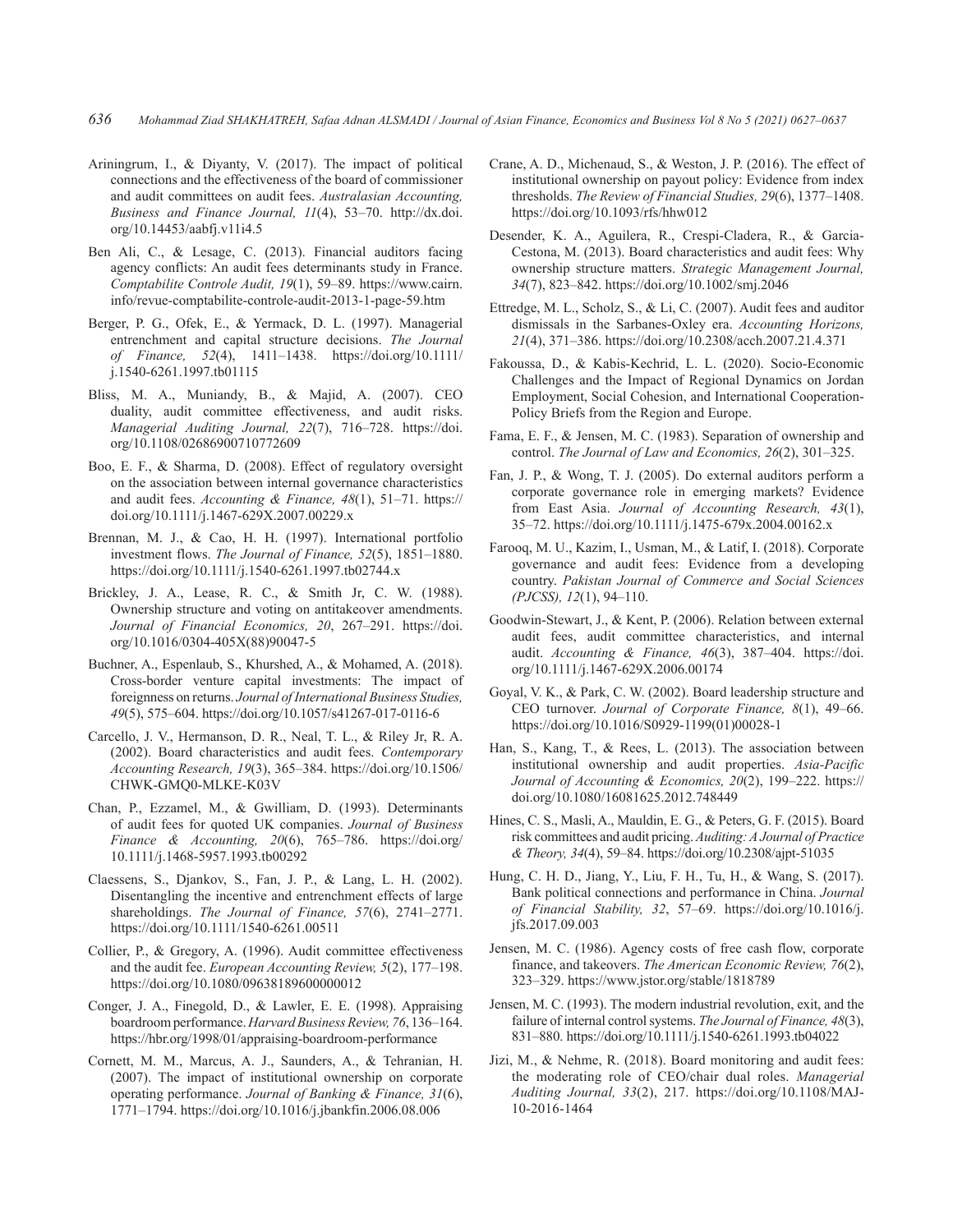Ariningrum, I., & Diyanty, V. (2017). The impact of political connections and the effectiveness of the board of commissioner and audit committees on audit fees. *Australasian Accounting, Business and Finance Journal, 11*(4), 53–70. http://dx.doi.org/10.14453/aabfj.v11i4.5

Ben Ali, C., & Lesage, C. (2013). Financial auditors facing agency conflicts: An audit fees determinants study in France. *Comptabilite Controle Audit, 19*(1), 59–89. https://www.cairn.info/revue-comptabilite-controle-audit-2013-1-page-59.htm

Berger, P. G., Ofek, E., & Yermack, D. L. (1997). Managerial entrenchment and capital structure decisions. *The Journal of Finance, 52*(4), 1411–1438. https://doi.org/10.1111/j.1540-6261.1997.tb01115

Bliss, M. A., Muniandy, B., & Majid, A. (2007). CEO duality, audit committee effectiveness, and audit risks. *Managerial Auditing Journal, 22*(7), 716–728. https://doi.org/10.1108/02686900710772609

Boo, E. F., & Sharma, D. (2008). Effect of regulatory oversight on the association between internal governance characteristics and audit fees. *Accounting & Finance, 48*(1), 51–71. https://doi.org/10.1111/j.1467-629X.2007.00229.x

Brennan, M. J., & Cao, H. H. (1997). International portfolio investment flows. *The Journal of Finance, 52*(5), 1851–1880. https://doi.org/10.1111/j.1540-6261.1997.tb02744.x

Brickley, J. A., Lease, R. C., & Smith Jr, C. W. (1988). Ownership structure and voting on antitakeover amendments. *Journal of Financial Economics, 20*, 267–291. https://doi.org/10.1016/0304-405X(88)90047-5

Buchner, A., Espenlaub, S., Khurshed, A., & Mohamed, A. (2018). Cross-border venture capital investments: The impact of foreignness on returns. *Journal of International Business Studies, 49*(5), 575–604. https://doi.org/10.1057/s41267-017-0116-6

Carcello, J. V., Hermanson, D. R., Neal, T. L., & Riley Jr, R. A. (2002). Board characteristics and audit fees. *Contemporary Accounting Research, 19*(3), 365–384. https://doi.org/10.1506/CHWK-GMQ0-MLKE-K03V

Chan, P., Ezzamel, M., & Gwilliam, D. (1993). Determinants of audit fees for quoted UK companies. *Journal of Business Finance & Accounting, 20*(6), 765–786. https://doi.org/10.1111/j.1468-5957.1993.tb00292

Claessens, S., Djankov, S., Fan, J. P., & Lang, L. H. (2002). Disentangling the incentive and entrenchment effects of large shareholdings. *The Journal of Finance, 57*(6), 2741–2771. https://doi.org/10.1111/1540-6261.00511

Collier, P., & Gregory, A. (1996). Audit committee effectiveness and the audit fee. *European Accounting Review, 5*(2), 177–198. https://doi.org/10.1080/09638189600000012

Conger, J. A., Finegold, D., & Lawler, E. E. (1998). Appraising boardroom performance. *Harvard Business Review, 76*, 136–164. https://hbr.org/1998/01/appraising-boardroom-performance

Cornett, M. M., Marcus, A. J., Saunders, A., & Tehranian, H. (2007). The impact of institutional ownership on corporate operating performance. *Journal of Banking & Finance, 31*(6), 1771–1794. https://doi.org/10.1016/j.jbankfin.2006.08.006

Crane, A. D., Michenaud, S., & Weston, J. P. (2016). The effect of institutional ownership on payout policy: Evidence from index thresholds. *The Review of Financial Studies, 29*(6), 1377–1408. https://doi.org/10.1093/rfs/hhw012

Desender, K. A., Aguilera, R., Crespi-Cladera, R., & Garcia-Cestona, M. (2013). Board characteristics and audit fees: Why ownership structure matters. *Strategic Management Journal, 34*(7), 823–842. https://doi.org/10.1002/smj.2046

Ettredge, M. L., Scholz, S., & Li, C. (2007). Audit fees and auditor dismissals in the Sarbanes-Oxley era. *Accounting Horizons, 21*(4), 371–386. https://doi.org/10.2308/acch.2007.21.4.371

Fakoussa, D., & Kabis-Kechrid, L. L. (2020). Socio-Economic Challenges and the Impact of Regional Dynamics on Jordan Employment, Social Cohesion, and International Cooperation-Policy Briefs from the Region and Europe.

Fama, E. F., & Jensen, M. C. (1983). Separation of ownership and control. *The Journal of Law and Economics, 26*(2), 301–325.

Fan, J. P., & Wong, T. J. (2005). Do external auditors perform a corporate governance role in emerging markets? Evidence from East Asia. *Journal of Accounting Research, 43*(1), 35–72. https://doi.org/10.1111/j.1475-679x.2004.00162.x

Farooq, M. U., Kazim, I., Usman, M., & Latif, I. (2018). Corporate governance and audit fees: Evidence from a developing country. *Pakistan Journal of Commerce and Social Sciences (PJCSS), 12*(1), 94–110.

Goodwin-Stewart, J., & Kent, P. (2006). Relation between external audit fees, audit committee characteristics, and internal audit. *Accounting & Finance, 46*(3), 387–404. https://doi.org/10.1111/j.1467-629X.2006.00174

Goyal, V. K., & Park, C. W. (2002). Board leadership structure and CEO turnover. *Journal of Corporate Finance, 8*(1), 49–66. https://doi.org/10.1016/S0929-1199(01)00028-1

Han, S., Kang, T., & Rees, L. (2013). The association between institutional ownership and audit properties. *Asia-Pacific Journal of Accounting & Economics, 20*(2), 199–222. https://doi.org/10.1080/16081625.2012.748449

Hines, C. S., Masli, A., Mauldin, E. G., & Peters, G. F. (2015). Board risk committees and audit pricing. *Auditing: A Journal of Practice & Theory, 34*(4), 59–84. https://doi.org/10.2308/ajpt-51035

Hung, C. H. D., Jiang, Y., Liu, F. H., Tu, H., & Wang, S. (2017). Bank political connections and performance in China. *Journal of Financial Stability, 32*, 57–69. https://doi.org/10.1016/j.jfs.2017.09.003

Jensen, M. C. (1986). Agency costs of free cash flow, corporate finance, and takeovers. *The American Economic Review, 76*(2), 323–329. https://www.jstor.org/stable/1818789

Jensen, M. C. (1993). The modern industrial revolution, exit, and the failure of internal control systems. *The Journal of Finance, 48*(3), 831–880. https://doi.org/10.1111/j.1540-6261.1993.tb04022

Jizi, M., & Nehme, R. (2018). Board monitoring and audit fees: the moderating role of CEO/chair dual roles. *Managerial Auditing Journal, 33*(2), 217. https://doi.org/10.1108/MAJ-10-2016-1464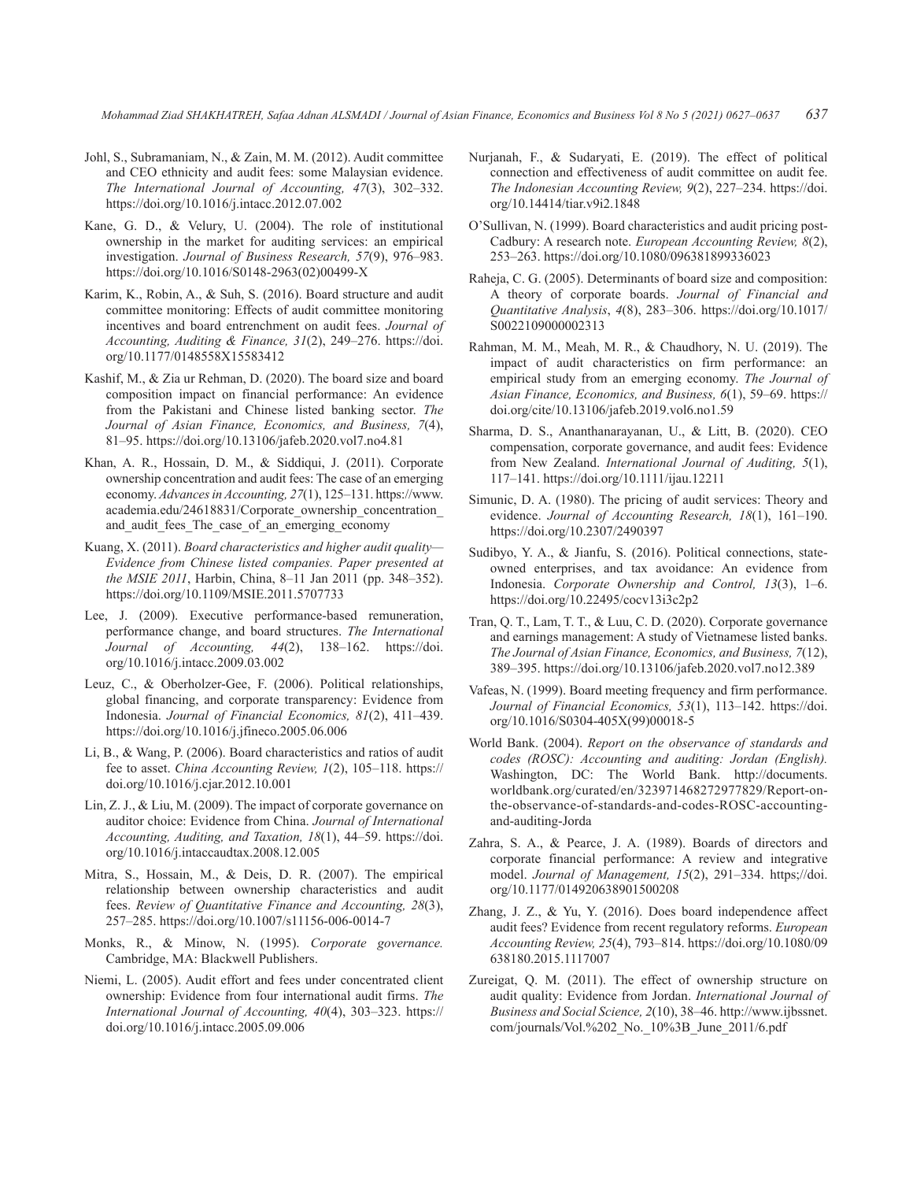Johl, S., Subramaniam, N., & Zain, M. M. (2012). Audit committee and CEO ethnicity and audit fees: some Malaysian evidence. *The International Journal of Accounting, 47*(3), 302–332. https://doi.org/10.1016/j.intacc.2012.07.002

Kane, G. D., & Velury, U. (2004). The role of institutional ownership in the market for auditing services: an empirical investigation. *Journal of Business Research, 57*(9), 976–983. https://doi.org/10.1016/S0148-2963(02)00499-X

Karim, K., Robin, A., & Suh, S. (2016). Board structure and audit committee monitoring: Effects of audit committee monitoring incentives and board entrenchment on audit fees. *Journal of Accounting, Auditing & Finance, 31*(2), 249–276. https://doi.org/10.1177/0148558X15583412

Kashif, M., & Zia ur Rehman, D. (2020). The board size and board composition impact on financial performance: An evidence from the Pakistani and Chinese listed banking sector. *The Journal of Asian Finance, Economics, and Business, 7*(4), 81–95. https://doi.org/10.13106/jafeb.2020.vol7.no4.81

Khan, A. R., Hossain, D. M., & Siddiqui, J. (2011). Corporate ownership concentration and audit fees: The case of an emerging economy. *Advances in Accounting, 27*(1), 125–131. https://www.academia.edu/24618831/Corporate_ownership_concentration_and_audit_fees_The_case_of_an_emerging_economy

Kuang, X. (2011). *Board characteristics and higher audit quality—Evidence from Chinese listed companies. Paper presented at the MSIE 2011*, Harbin, China, 8–11 Jan 2011 (pp. 348–352). https://doi.org/10.1109/MSIE.2011.5707733

Lee, J. (2009). Executive performance-based remuneration, performance change, and board structures. *The International Journal of Accounting, 44*(2), 138–162. https://doi.org/10.1016/j.intacc.2009.03.002

Leuz, C., & Oberholzer-Gee, F. (2006). Political relationships, global financing, and corporate transparency: Evidence from Indonesia. *Journal of Financial Economics, 81*(2), 411–439. https://doi.org/10.1016/j.jfineco.2005.06.006

Li, B., & Wang, P. (2006). Board characteristics and ratios of audit fee to asset. *China Accounting Review, 1*(2), 105–118. https://doi.org/10.1016/j.cjar.2012.10.001

Lin, Z. J., & Liu, M. (2009). The impact of corporate governance on auditor choice: Evidence from China. *Journal of International Accounting, Auditing, and Taxation, 18*(1), 44–59. https://doi.org/10.1016/j.intaccaudtax.2008.12.005

Mitra, S., Hossain, M., & Deis, D. R. (2007). The empirical relationship between ownership characteristics and audit fees. *Review of Quantitative Finance and Accounting, 28*(3), 257–285. https://doi.org/10.1007/s11156-006-0014-7

Monks, R., & Minow, N. (1995). *Corporate governance.* Cambridge, MA: Blackwell Publishers.

Niemi, L. (2005). Audit effort and fees under concentrated client ownership: Evidence from four international audit firms. *The International Journal of Accounting, 40*(4), 303–323. https://doi.org/10.1016/j.intacc.2005.09.006

Nurjanah, F., & Sudaryati, E. (2019). The effect of political connection and effectiveness of audit committee on audit fee. *The Indonesian Accounting Review, 9*(2), 227–234. https://doi.org/10.14414/tiar.v9i2.1848

O'Sullivan, N. (1999). Board characteristics and audit pricing post-Cadbury: A research note. *European Accounting Review, 8*(2), 253–263. https://doi.org/10.1080/096381899336023

Raheja, C. G. (2005). Determinants of board size and composition: A theory of corporate boards. *Journal of Financial and Quantitative Analysis*, *4*(8), 283–306. https://doi.org/10.1017/S0022109000002313

Rahman, M. M., Meah, M. R., & Chaudhory, N. U. (2019). The impact of audit characteristics on firm performance: an empirical study from an emerging economy. *The Journal of Asian Finance, Economics, and Business, 6*(1), 59–69. https://doi.org/cite/10.13106/jafeb.2019.vol6.no1.59

Sharma, D. S., Ananthanarayanan, U., & Litt, B. (2020). CEO compensation, corporate governance, and audit fees: Evidence from New Zealand. *International Journal of Auditing, 5*(1), 117–141. https://doi.org/10.1111/ijau.12211

Simunic, D. A. (1980). The pricing of audit services: Theory and evidence. *Journal of Accounting Research, 18*(1), 161–190. https://doi.org/10.2307/2490397

Sudibyo, Y. A., & Jianfu, S. (2016). Political connections, state-owned enterprises, and tax avoidance: An evidence from Indonesia. *Corporate Ownership and Control, 13*(3), 1–6. https://doi.org/10.22495/cocv13i3c2p2

Tran, Q. T., Lam, T. T., & Luu, C. D. (2020). Corporate governance and earnings management: A study of Vietnamese listed banks. *The Journal of Asian Finance, Economics, and Business, 7*(12), 389–395. https://doi.org/10.13106/jafeb.2020.vol7.no12.389

Vafeas, N. (1999). Board meeting frequency and firm performance. *Journal of Financial Economics, 53*(1), 113–142. https://doi.org/10.1016/S0304-405X(99)00018-5

World Bank. (2004). *Report on the observance of standards and codes (ROSC): Accounting and auditing: Jordan (English).* Washington, DC: The World Bank. http://documents.worldbank.org/curated/en/323971468272977829/Report-on-the-observance-of-standards-and-codes-ROSC-accounting-and-auditing-Jorda

Zahra, S. A., & Pearce, J. A. (1989). Boards of directors and corporate financial performance: A review and integrative model. *Journal of Management, 15*(2), 291–334. https;//doi.org/10.1177/014920638901500208

Zhang, J. Z., & Yu, Y. (2016). Does board independence affect audit fees? Evidence from recent regulatory reforms. *European Accounting Review, 25*(4), 793–814. https://doi.org/10.1080/09638180.2015.1117007

Zureigat, Q. M. (2011). The effect of ownership structure on audit quality: Evidence from Jordan. *International Journal of Business and Social Science, 2*(10), 38–46. http://www.ijbssnet.com/journals/Vol.%202_No._10%3B_June_2011/6.pdf